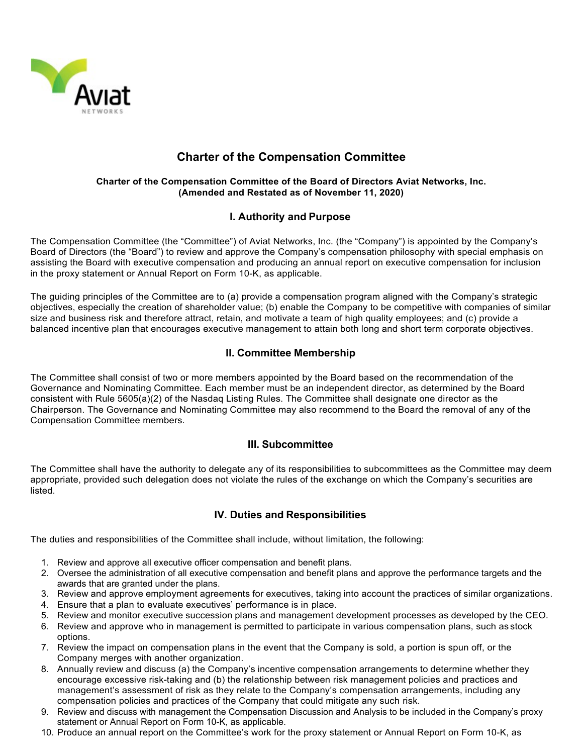# Charter of the Compensation Committee

**Charter of the Compensation Committee of the Board of Directors Aviat Networks, Inc. (Amended and Restated as of November 11, 2020)**

## I. Authority and Purpose

The Compensation Committee (the "Committee") of Aviat Networks, Inc. (the "Company") is appointed by the Company's Board of Directors (the "Board") to review and approve the Company's compensation philosophy with special emphasis on assisting the Board with executive compensation and producing an annual report on executive compensation for inclusion in the proxy statement or Annual Report on Form 10-K, as applicable.

The guiding principles of the Committee are to (a) provide a compensation program aligned with the Company's strategic objectives, especially the creation of shareholder value; (b) enable the Company to be competitive with companies of similar size and business risk and therefore attract, retain, and motivate a team of high quality employees; and (c) provide a balanced incentive plan that encourages executive management to attain both long and short term corporate objectives.

## II. Committee Membership

The Committee shall consist of two or more members appointed by the Board based on the recommendation of the Governance and Nominating Committee. Each member must be an independent director, as determined by the Board consistent with Rule 5605(a)(2) of the Nasdaq Listing Rules. The Committee shall designate one director as the Chairperson. The Governance and Nominating Committee may also recommend to the Board the removal of any of the Compensation Committee members.

## III. Subcommittee

The Committee shall have the authority to delegate any of its responsibilities to subcommittees as the Committee may deem appropriate, provided such delegation does not violate the rules of the exchange on which the Company's securities are listed.

## IV. Duties and Responsibilities

The duties and responsibilities of the Committee shall include, without limitation, the following:

1. Review and approve all executive officer compensation and benefit plans.
2. Oversee the administration of all executive compensation and benefit plans and approve the performance targets and the awards that are granted under the plans.
3. Review and approve employment agreements for executives, taking into account the practices of similar organizations.
4. Ensure that a plan to evaluate executives' performance is in place.
5. Review and monitor executive succession plans and management development processes as developed by the CEO.
6. Review and approve who in management is permitted to participate in various compensation plans, such as stock options.
7. Review the impact on compensation plans in the event that the Company is sold, a portion is spun off, or the Company merges with another organization.
8. Annually review and discuss (a) the Company's incentive compensation arrangements to determine whether they encourage excessive risk-taking and (b) the relationship between risk management policies and practices and management's assessment of risk as they relate to the Company's compensation arrangements, including any compensation policies and practices of the Company that could mitigate any such risk.
9. Review and discuss with management the Compensation Discussion and Analysis to be included in the Company's proxy statement or Annual Report on Form 10-K, as applicable.
10. Produce an annual report on the Committee's work for the proxy statement or Annual Report on Form 10-K, as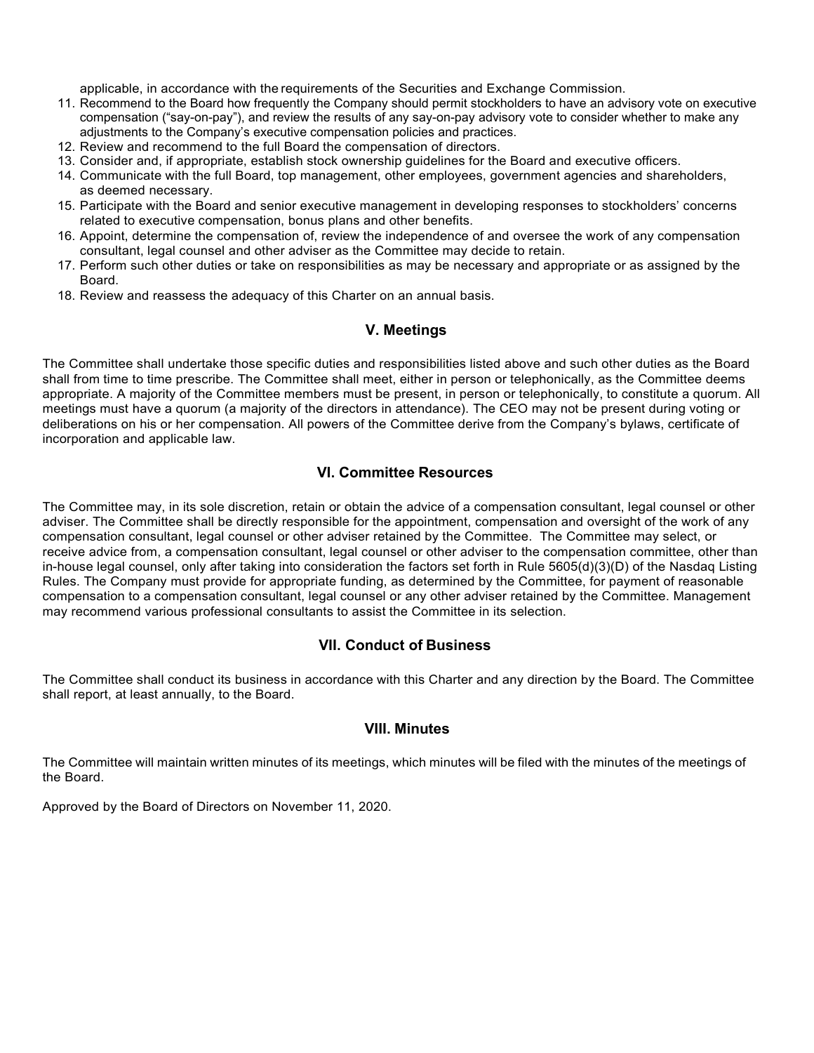applicable, in accordance with the requirements of the Securities and Exchange Commission.

11. Recommend to the Board how frequently the Company should permit stockholders to have an advisory vote on executive compensation ("say-on-pay"), and review the results of any say-on-pay advisory vote to consider whether to make any adjustments to the Company's executive compensation policies and practices.
12. Review and recommend to the full Board the compensation of directors.
13. Consider and, if appropriate, establish stock ownership guidelines for the Board and executive officers.
14. Communicate with the full Board, top management, other employees, government agencies and shareholders, as deemed necessary.
15. Participate with the Board and senior executive management in developing responses to stockholders' concerns related to executive compensation, bonus plans and other benefits.
16. Appoint, determine the compensation of, review the independence of and oversee the work of any compensation consultant, legal counsel and other adviser as the Committee may decide to retain.
17. Perform such other duties or take on responsibilities as may be necessary and appropriate or as assigned by the Board.
18. Review and reassess the adequacy of this Charter on an annual basis.

## V. Meetings

The Committee shall undertake those specific duties and responsibilities listed above and such other duties as the Board shall from time to time prescribe. The Committee shall meet, either in person or telephonically, as the Committee deems appropriate. A majority of the Committee members must be present, in person or telephonically, to constitute a quorum. All meetings must have a quorum (a majority of the directors in attendance). The CEO may not be present during voting or deliberations on his or her compensation. All powers of the Committee derive from the Company's bylaws, certificate of incorporation and applicable law.

## VI. Committee Resources

The Committee may, in its sole discretion, retain or obtain the advice of a compensation consultant, legal counsel or other adviser. The Committee shall be directly responsible for the appointment, compensation and oversight of the work of any compensation consultant, legal counsel or other adviser retained by the Committee. The Committee may select, or receive advice from, a compensation consultant, legal counsel or other adviser to the compensation committee, other than in-house legal counsel, only after taking into consideration the factors set forth in Rule 5605(d)(3)(D) of the Nasdaq Listing Rules. The Company must provide for appropriate funding, as determined by the Committee, for payment of reasonable compensation to a compensation consultant, legal counsel or any other adviser retained by the Committee. Management may recommend various professional consultants to assist the Committee in its selection.

## VII. Conduct of Business

The Committee shall conduct its business in accordance with this Charter and any direction by the Board. The Committee shall report, at least annually, to the Board.

## VIII. Minutes

The Committee will maintain written minutes of its meetings, which minutes will be filed with the minutes of the meetings of the Board.

Approved by the Board of Directors on November 11, 2020.